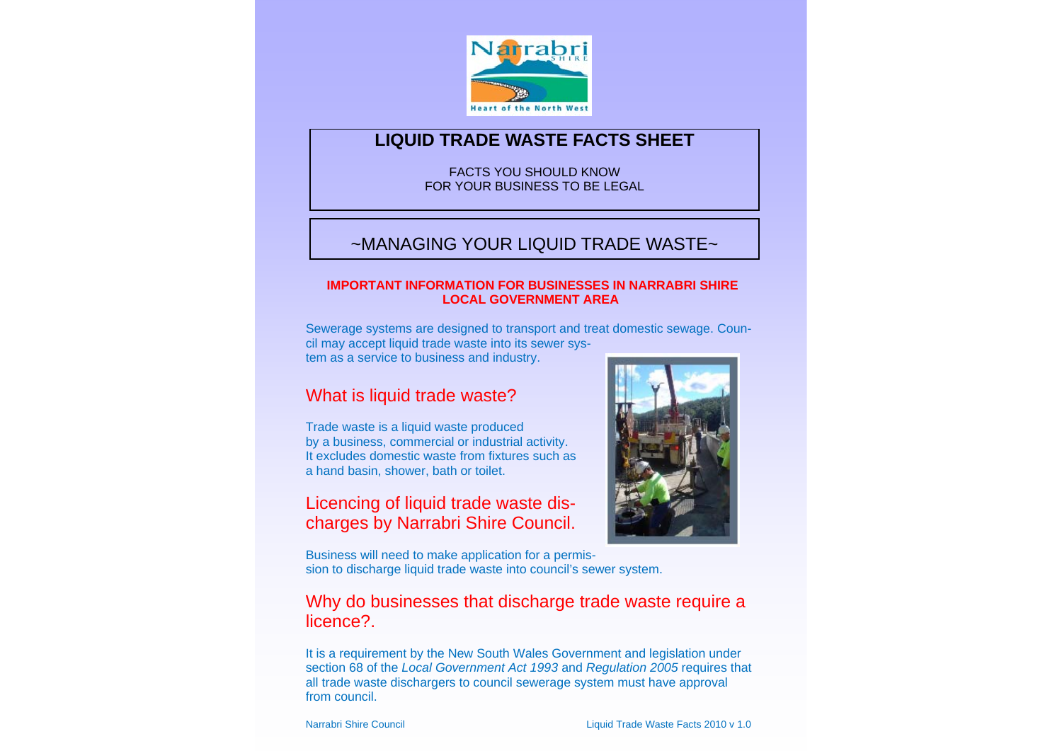# LIQUID TRADE WASTE FACTS SHEET

FACTS YOU SHOULD KNOW
FOR YOUR BUSINESS TO BE LEGAL

## ~MANAGING YOUR LIQUID TRADE WASTE~

**IMPORTANT INFORMATION FOR BUSINESSES IN NARRABRI SHIRE LOCAL GOVERNMENT AREA**

Sewerage systems are designed to transport and treat domestic sewage. Council may accept liquid trade waste into its sewer system as a service to business and industry.

## What is liquid trade waste?

Trade waste is a liquid waste produced by a business, commercial or industrial activity. It excludes domestic waste from fixtures such as a hand basin, shower, bath or toilet.

## Licencing of liquid trade waste discharges by Narrabri Shire Council.

Business will need to make application for a permission to discharge liquid trade waste into council's sewer system.

## Why do businesses that discharge trade waste require a licence?.

It is a requirement by the New South Wales Government and legislation under section 68 of the *Local Government Act 1993* and *Regulation 2005* requires that all trade waste dischargers to council sewerage system must have approval from council.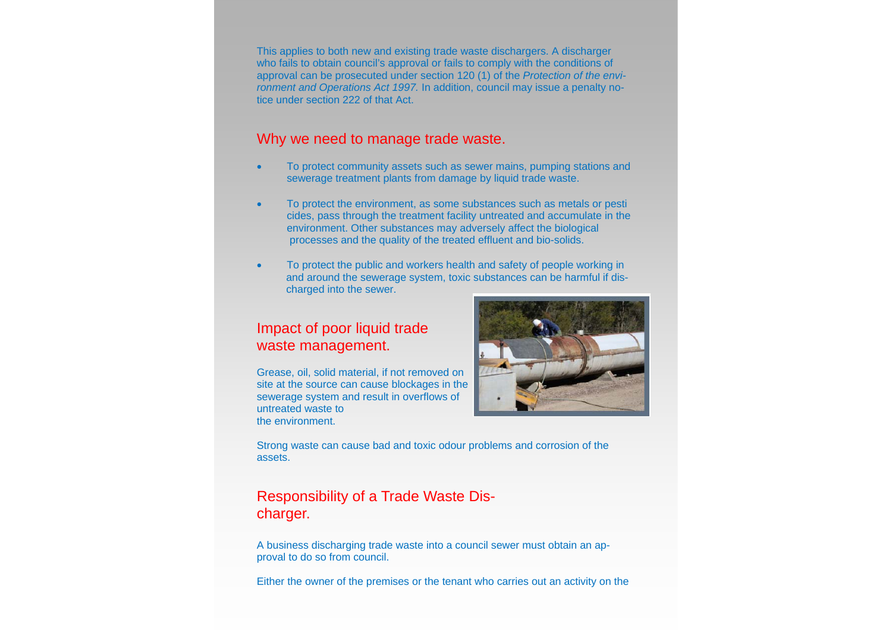This applies to both new and existing trade waste dischargers. A discharger who fails to obtain council's approval or fails to comply with the conditions of approval can be prosecuted under section 120 (1) of the *Protection of the environment and Operations Act 1997.* In addition, council may issue a penalty notice under section 222 of that Act.

## Why we need to manage trade waste.

- To protect community assets such as sewer mains, pumping stations and sewerage treatment plants from damage by liquid trade waste.
- To protect the environment, as some substances such as metals or pesticides, pass through the treatment facility untreated and accumulate in the environment. Other substances may adversely affect the biological processes and the quality of the treated effluent and bio-solids.
- To protect the public and workers health and safety of people working in and around the sewerage system, toxic substances can be harmful if discharged into the sewer.

## Impact of poor liquid trade waste management.

Grease, oil, solid material, if not removed on site at the source can cause blockages in the sewerage system and result in overflows of untreated waste to the environment.

Strong waste can cause bad and toxic odour problems and corrosion of the assets.

## Responsibility of a Trade Waste Discharger.

A business discharging trade waste into a council sewer must obtain an approval to do so from council.

Either the owner of the premises or the tenant who carries out an activity on the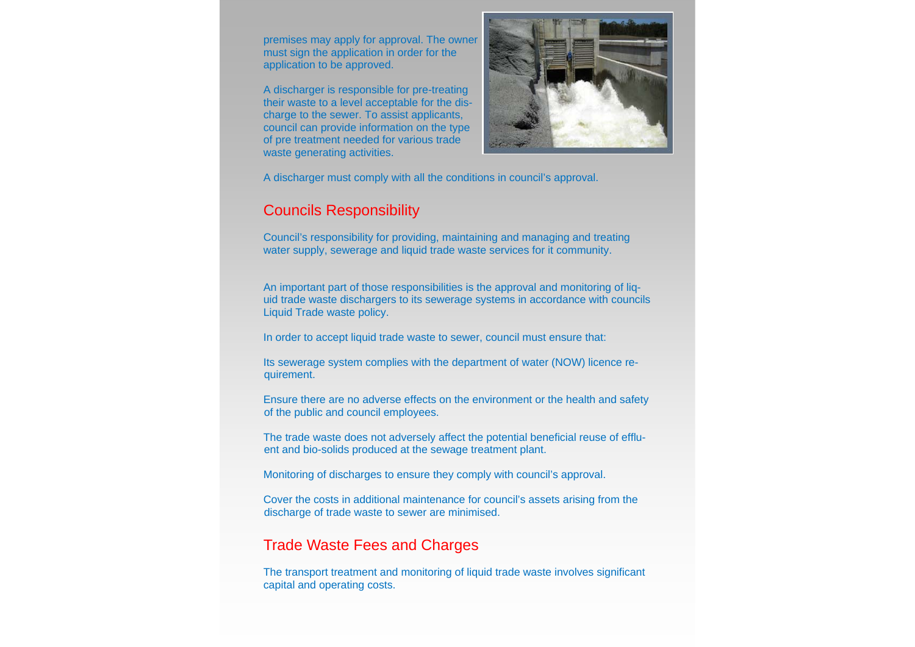premises may apply for approval. The owner must sign the application in order for the application to be approved.

A discharger is responsible for pre-treating their waste to a level acceptable for the discharge to the sewer. To assist applicants, council can provide information on the type of pre treatment needed for various trade waste generating activities.

A discharger must comply with all the conditions in council's approval.

## Councils Responsibility

Council's responsibility for providing, maintaining and managing and treating water supply, sewerage and liquid trade waste services for it community.

An important part of those responsibilities is the approval and monitoring of liquid trade waste dischargers to its sewerage systems in accordance with councils Liquid Trade waste policy.

In order to accept liquid trade waste to sewer, council must ensure that:

Its sewerage system complies with the department of water (NOW) licence requirement.

Ensure there are no adverse effects on the environment or the health and safety of the public and council employees.

The trade waste does not adversely affect the potential beneficial reuse of effluent and bio-solids produced at the sewage treatment plant.

Monitoring of discharges to ensure they comply with council's approval.

Cover the costs in additional maintenance for council's assets arising from the discharge of trade waste to sewer are minimised.

## Trade Waste Fees and Charges

The transport treatment and monitoring of liquid trade waste involves significant capital and operating costs.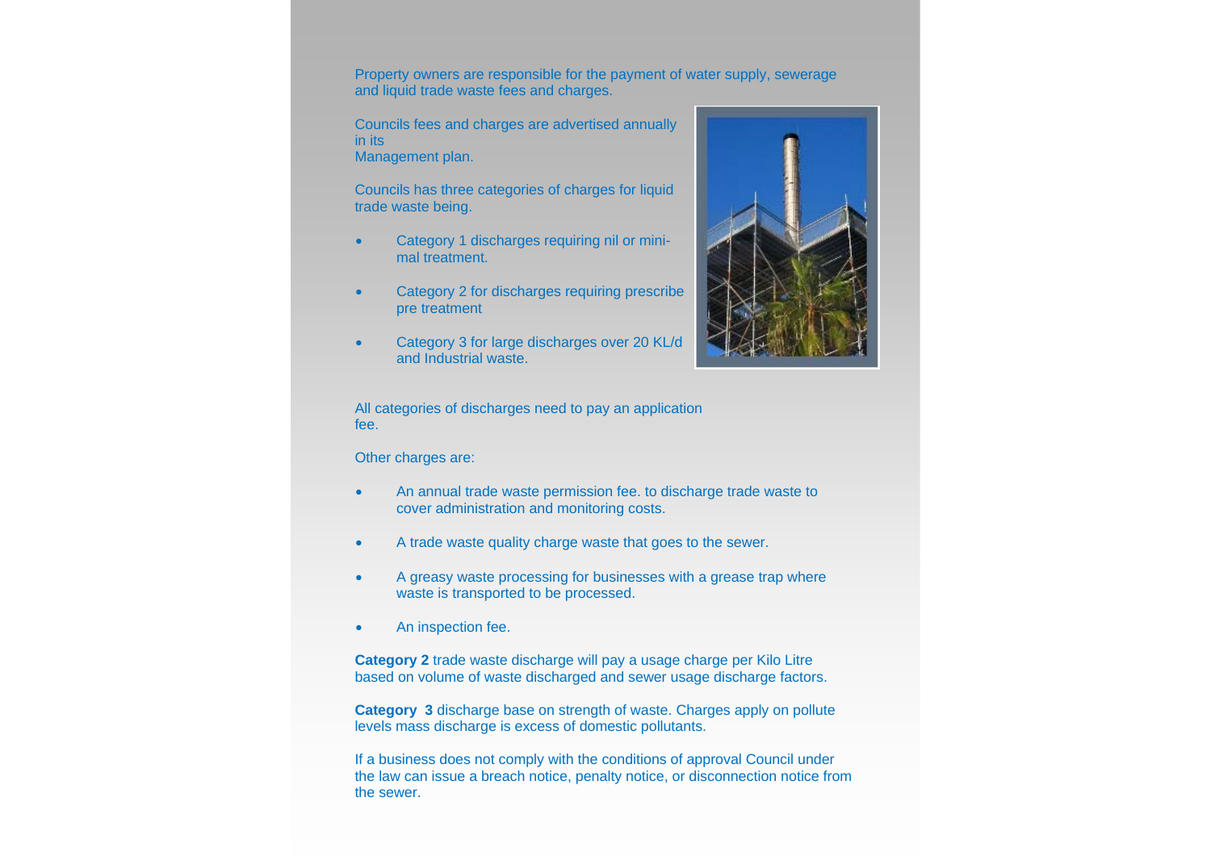Property owners are responsible for the payment of water supply, sewerage and liquid trade waste fees and charges.

Councils fees and charges are advertised annually in its Management plan.

Councils has three categories of charges for liquid trade waste being.

- Category 1 discharges requiring nil or minimal treatment.
- Category 2 for discharges requiring prescribe pre treatment
- Category 3 for large discharges over 20 KL/d and Industrial waste.

All categories of discharges need to pay an application fee.

Other charges are:

- An annual trade waste permission fee. to discharge trade waste to cover administration and monitoring costs.
- A trade waste quality charge waste that goes to the sewer.
- A greasy waste processing for businesses with a grease trap where waste is transported to be processed.
- An inspection fee.

**Category 2** trade waste discharge will pay a usage charge per Kilo Litre based on volume of waste discharged and sewer usage discharge factors.

**Category 3** discharge base on strength of waste. Charges apply on pollute levels mass discharge is excess of domestic pollutants.

If a business does not comply with the conditions of approval Council under the law can issue a breach notice, penalty notice, or disconnection notice from the sewer.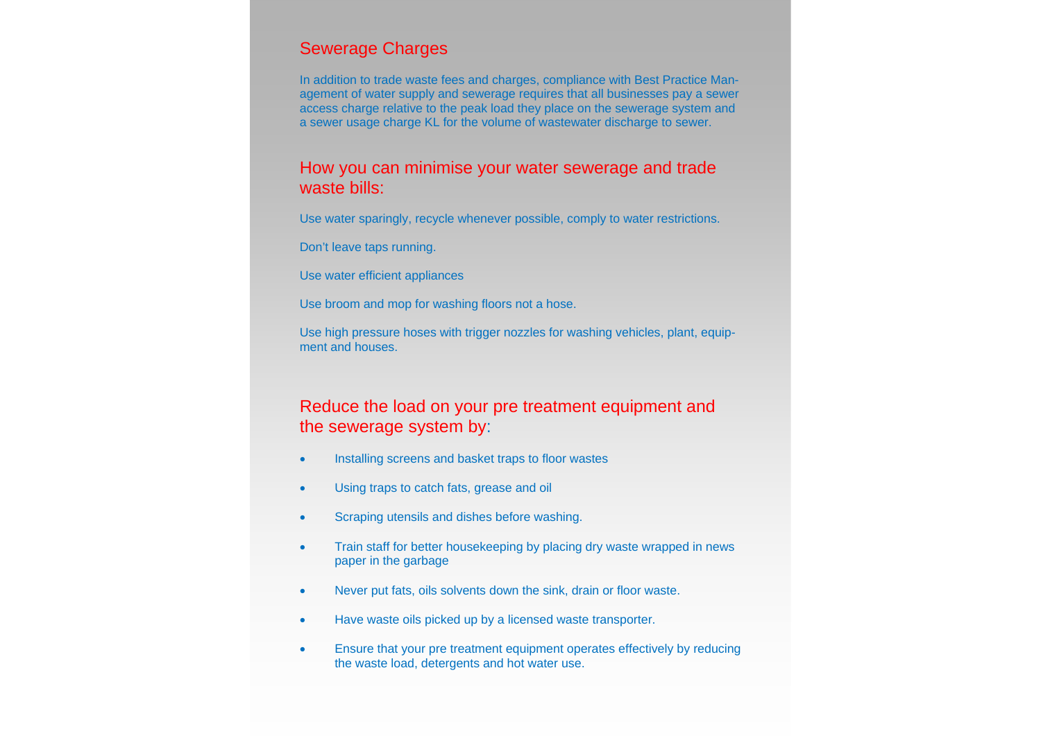## Sewerage Charges

In addition to trade waste fees and charges, compliance with Best Practice Management of water supply and sewerage requires that all businesses pay a sewer access charge relative to the peak load they place on the sewerage system and a sewer usage charge KL for the volume of wastewater discharge to sewer.

## How you can minimise your water sewerage and trade waste bills:

Use water sparingly, recycle whenever possible, comply to water restrictions.

Don't leave taps running.

Use water efficient appliances

Use broom and mop for washing floors not a hose.

Use high pressure hoses with trigger nozzles for washing vehicles, plant, equipment and houses.

## Reduce the load on your pre treatment equipment and the sewerage system by:

- Installing screens and basket traps to floor wastes
- Using traps to catch fats, grease and oil
- Scraping utensils and dishes before washing.
- Train staff for better housekeeping by placing dry waste wrapped in news paper in the garbage
- Never put fats, oils solvents down the sink, drain or floor waste.
- Have waste oils picked up by a licensed waste transporter.
- Ensure that your pre treatment equipment operates effectively by reducing the waste load, detergents and hot water use.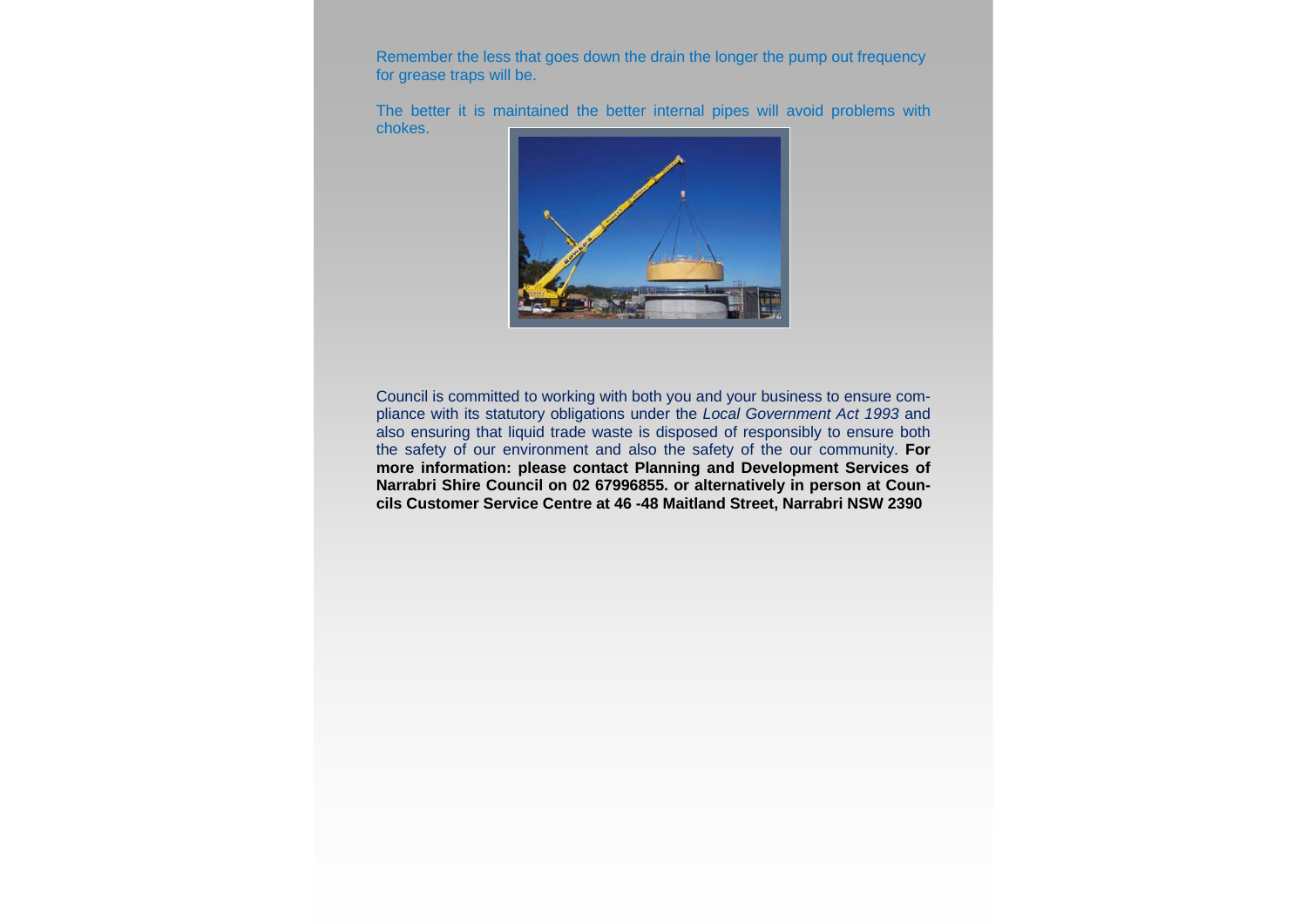Remember the less that goes down the drain the longer the pump out frequency for grease traps will be.

The better it is maintained the better internal pipes will avoid problems with chokes.

Council is committed to working with both you and your business to ensure compliance with its statutory obligations under the *Local Government Act 1993* and also ensuring that liquid trade waste is disposed of responsibly to ensure both the safety of our environment and also the safety of the our community. **For more information: please contact Planning and Development Services of Narrabri Shire Council on 02 67996855. or alternatively in person at Councils Customer Service Centre at 46 -48 Maitland Street, Narrabri NSW 2390**